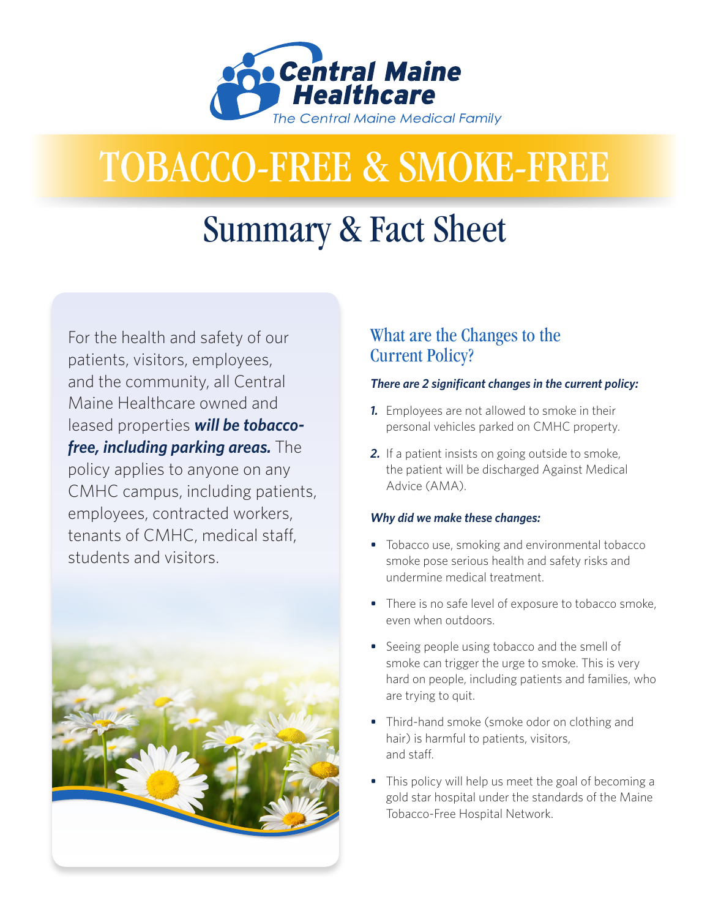Central Maine Healthcare

*The Central Maine Medical Family*

# TOBACCO-FREE & SMOKE-FREE

## Summary & Fact Sheet

For the health and safety of our patients, visitors, employees, and the community, all Central Maine Healthcare owned and leased properties ***will be tobacco-free, including parking areas.*** The policy applies to anyone on any CMHC campus, including patients, employees, contracted workers, tenants of CMHC, medical staff, students and visitors.

### What are the Changes to the Current Policy?

***There are 2 significant changes in the current policy:***

1. Employees are not allowed to smoke in their personal vehicles parked on CMHC property.
2. If a patient insists on going outside to smoke, the patient will be discharged Against Medical Advice (AMA).

***Why did we make these changes:***

- Tobacco use, smoking and environmental tobacco smoke pose serious health and safety risks and undermine medical treatment.
- There is no safe level of exposure to tobacco smoke, even when outdoors.
- Seeing people using tobacco and the smell of smoke can trigger the urge to smoke. This is very hard on people, including patients and families, who are trying to quit.
- Third-hand smoke (smoke odor on clothing and hair) is harmful to patients, visitors, and staff.
- This policy will help us meet the goal of becoming a gold star hospital under the standards of the Maine Tobacco-Free Hospital Network.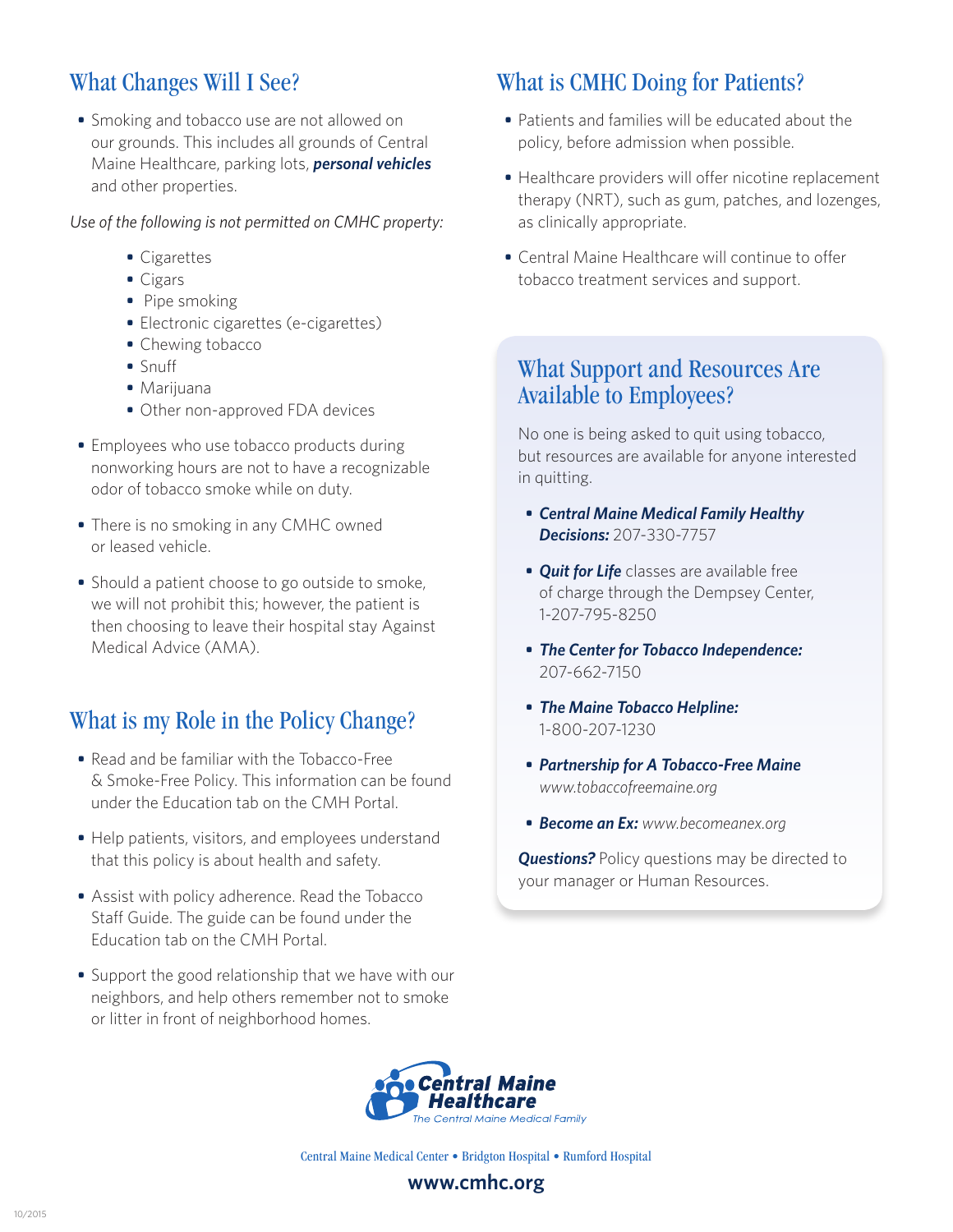## What Changes Will I See?

- Smoking and tobacco use are not allowed on our grounds. This includes all grounds of Central Maine Healthcare, parking lots, ***personal vehicles*** and other properties.

*Use of the following is not permitted on CMHC property:*

- Cigarettes
- Cigars
- Pipe smoking
- Electronic cigarettes (e-cigarettes)
- Chewing tobacco
- Snuff
- Marijuana
- Other non-approved FDA devices

- Employees who use tobacco products during nonworking hours are not to have a recognizable odor of tobacco smoke while on duty.
- There is no smoking in any CMHC owned or leased vehicle.
- Should a patient choose to go outside to smoke, we will not prohibit this; however, the patient is then choosing to leave their hospital stay Against Medical Advice (AMA).

## What is my Role in the Policy Change?

- Read and be familiar with the Tobacco-Free & Smoke-Free Policy. This information can be found under the Education tab on the CMH Portal.
- Help patients, visitors, and employees understand that this policy is about health and safety.
- Assist with policy adherence. Read the Tobacco Staff Guide. The guide can be found under the Education tab on the CMH Portal.
- Support the good relationship that we have with our neighbors, and help others remember not to smoke or litter in front of neighborhood homes.

## What is CMHC Doing for Patients?

- Patients and families will be educated about the policy, before admission when possible.
- Healthcare providers will offer nicotine replacement therapy (NRT), such as gum, patches, and lozenges, as clinically appropriate.
- Central Maine Healthcare will continue to offer tobacco treatment services and support.

## What Support and Resources Are Available to Employees?

No one is being asked to quit using tobacco, but resources are available for anyone interested in quitting.

- ***Central Maine Medical Family Healthy Decisions:*** 207-330-7757
- ***Quit for Life*** classes are available free of charge through the Dempsey Center, 1-207-795-8250
- ***The Center for Tobacco Independence:*** 207-662-7150
- ***The Maine Tobacco Helpline:*** 1-800-207-1230
- ***Partnership for A Tobacco-Free Maine*** *www.tobaccofreemaine.org*
- ***Become an Ex:*** *www.becomeanex.org*

***Questions?*** Policy questions may be directed to your manager or Human Resources.

Central Maine Healthcare
The Central Maine Medical Family

Central Maine Medical Center • Bridgton Hospital • Rumford Hospital

**www.cmhc.org**

10/2015